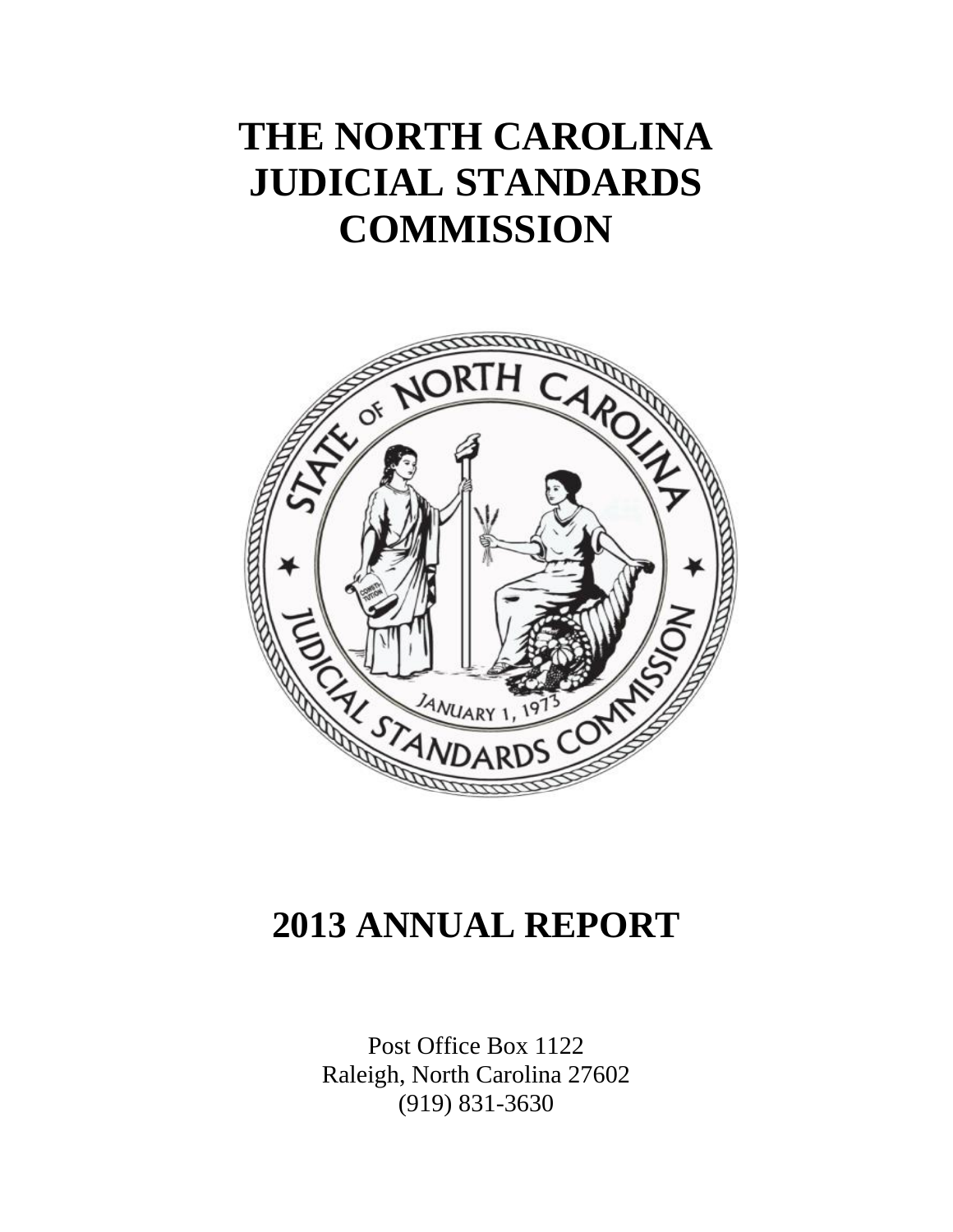# THE NORTH CAROLINA JUDICIAL STANDARDS COMMISSION

# 2013 ANNUAL REPORT

Post Office Box 1122
Raleigh, North Carolina 27602
(919) 831-3630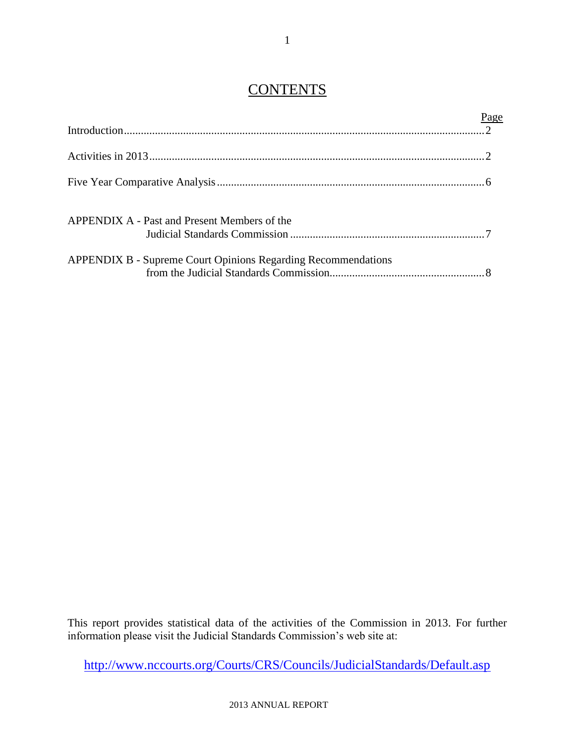# CONTENTS

| | Page |
|---|---|
| Introduction | 2 |
| Activities in 2013 | 2 |
| Five Year Comparative Analysis | 6 |
| APPENDIX A - Past and Present Members of the Judicial Standards Commission | 7 |
| APPENDIX B - Supreme Court Opinions Regarding Recommendations from the Judicial Standards Commission | 8 |

This report provides statistical data of the activities of the Commission in 2013. For further information please visit the Judicial Standards Commission's web site at:

http://www.nccourts.org/Courts/CRS/Councils/JudicialStandards/Default.asp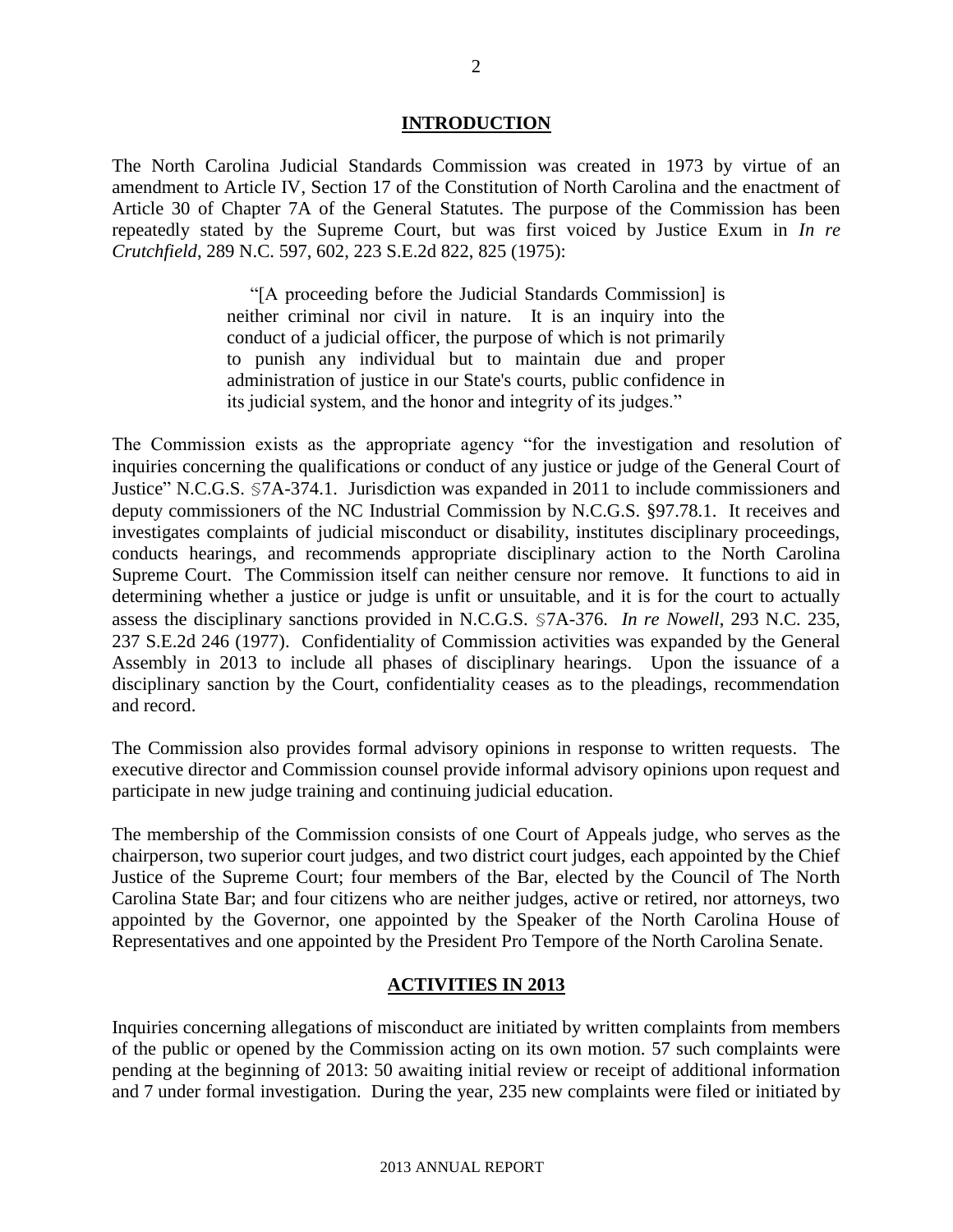## INTRODUCTION

The North Carolina Judicial Standards Commission was created in 1973 by virtue of an amendment to Article IV, Section 17 of the Constitution of North Carolina and the enactment of Article 30 of Chapter 7A of the General Statutes. The purpose of the Commission has been repeatedly stated by the Supreme Court, but was first voiced by Justice Exum in *In re Crutchfield*, 289 N.C. 597, 602, 223 S.E.2d 822, 825 (1975):

> "[A proceeding before the Judicial Standards Commission] is neither criminal nor civil in nature. It is an inquiry into the conduct of a judicial officer, the purpose of which is not primarily to punish any individual but to maintain due and proper administration of justice in our State's courts, public confidence in its judicial system, and the honor and integrity of its judges."

The Commission exists as the appropriate agency "for the investigation and resolution of inquiries concerning the qualifications or conduct of any justice or judge of the General Court of Justice" N.C.G.S. §7A-374.1. Jurisdiction was expanded in 2011 to include commissioners and deputy commissioners of the NC Industrial Commission by N.C.G.S. §97.78.1. It receives and investigates complaints of judicial misconduct or disability, institutes disciplinary proceedings, conducts hearings, and recommends appropriate disciplinary action to the North Carolina Supreme Court. The Commission itself can neither censure nor remove. It functions to aid in determining whether a justice or judge is unfit or unsuitable, and it is for the court to actually assess the disciplinary sanctions provided in N.C.G.S. §7A-376. *In re Nowell*, 293 N.C. 235, 237 S.E.2d 246 (1977). Confidentiality of Commission activities was expanded by the General Assembly in 2013 to include all phases of disciplinary hearings. Upon the issuance of a disciplinary sanction by the Court, confidentiality ceases as to the pleadings, recommendation and record.

The Commission also provides formal advisory opinions in response to written requests. The executive director and Commission counsel provide informal advisory opinions upon request and participate in new judge training and continuing judicial education.

The membership of the Commission consists of one Court of Appeals judge, who serves as the chairperson, two superior court judges, and two district court judges, each appointed by the Chief Justice of the Supreme Court; four members of the Bar, elected by the Council of The North Carolina State Bar; and four citizens who are neither judges, active or retired, nor attorneys, two appointed by the Governor, one appointed by the Speaker of the North Carolina House of Representatives and one appointed by the President Pro Tempore of the North Carolina Senate.

## ACTIVITIES IN 2013

Inquiries concerning allegations of misconduct are initiated by written complaints from members of the public or opened by the Commission acting on its own motion. 57 such complaints were pending at the beginning of 2013: 50 awaiting initial review or receipt of additional information and 7 under formal investigation. During the year, 235 new complaints were filed or initiated by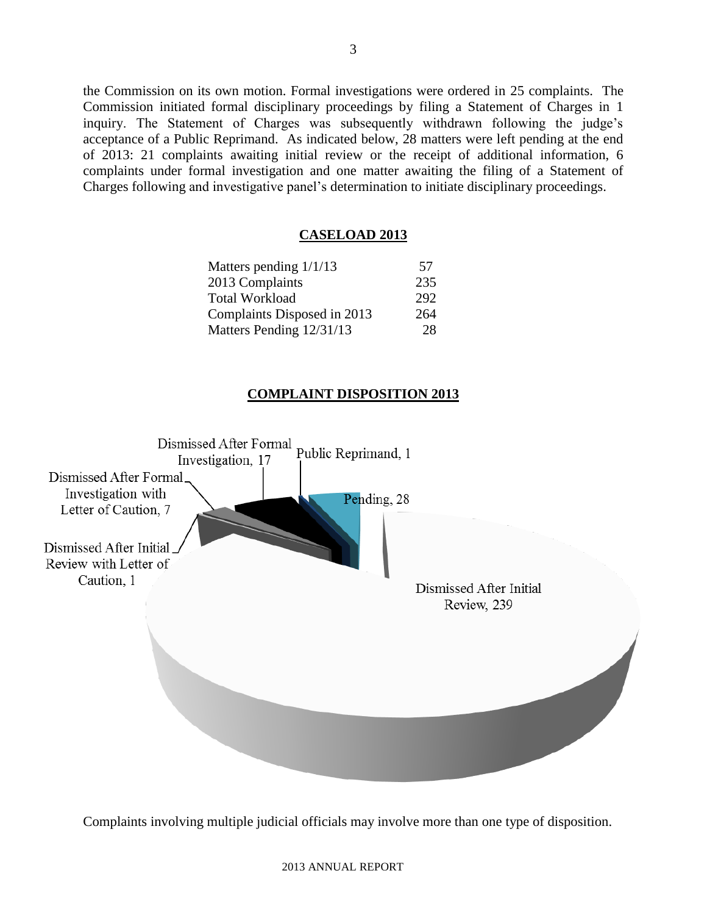the Commission on its own motion. Formal investigations were ordered in 25 complaints. The Commission initiated formal disciplinary proceedings by filing a Statement of Charges in 1 inquiry. The Statement of Charges was subsequently withdrawn following the judge's acceptance of a Public Reprimand. As indicated below, 28 matters were left pending at the end of 2013: 21 complaints awaiting initial review or the receipt of additional information, 6 complaints under formal investigation and one matter awaiting the filing of a Statement of Charges following and investigative panel's determination to initiate disciplinary proceedings.

## CASELOAD 2013

| | |
|---|---|
| Matters pending 1/1/13 | 57 |
| 2013 Complaints | 235 |
| Total Workload | 292 |
| Complaints Disposed in 2013 | 264 |
| Matters Pending 12/31/13 | 28 |

## COMPLAINT DISPOSITION 2013

- Dismissed After Initial Review, 239
- Dismissed After Initial Review with Letter of Caution, 1
- Dismissed After Formal Investigation with Letter of Caution, 7
- Dismissed After Formal Investigation, 17
- Public Reprimand, 1
- Pending, 28

Complaints involving multiple judicial officials may involve more than one type of disposition.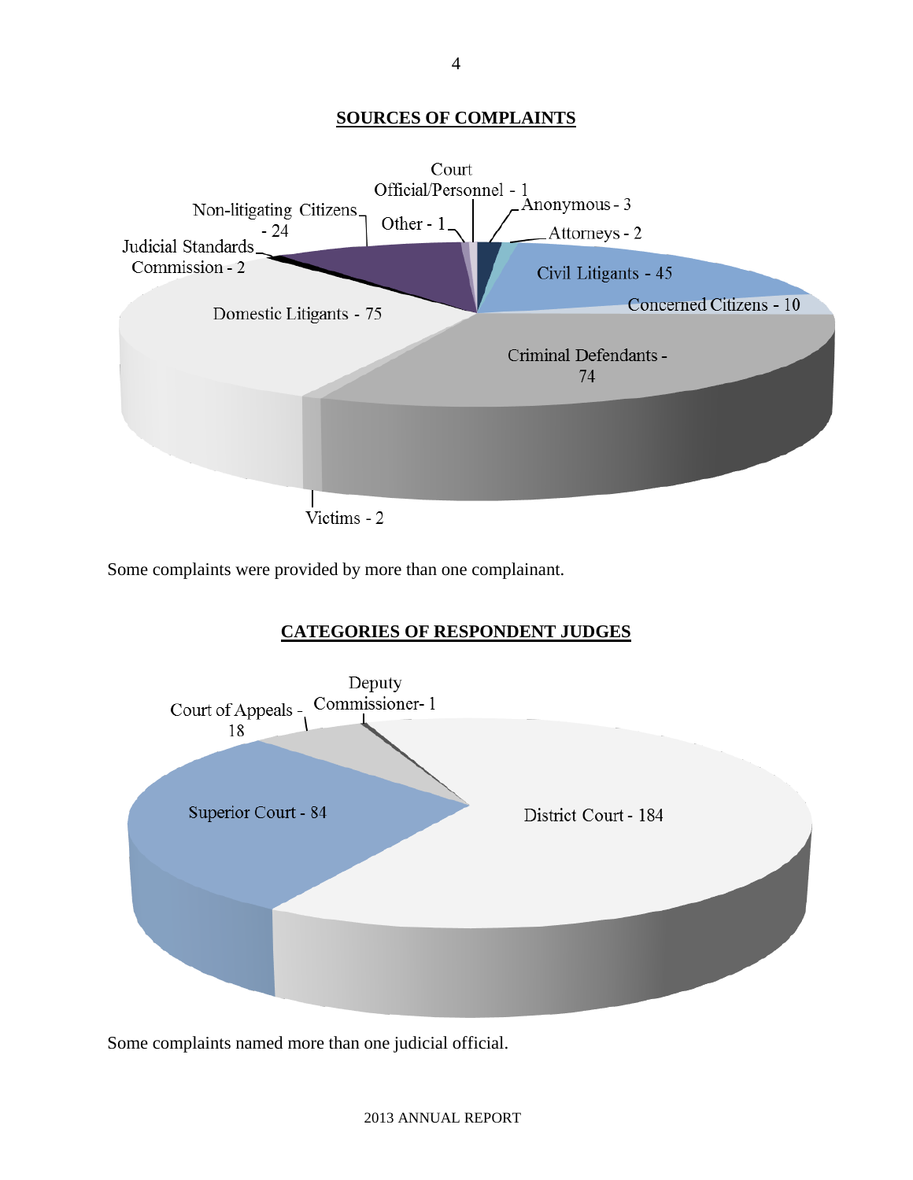## SOURCES OF COMPLAINTS

Court Official/Personnel - 1

Anonymous - 3

Attorneys - 2

Civil Litigants - 45

Concerned Citizens - 10

Criminal Defendants - 74

Victims - 2

Domestic Litigants - 75

Judicial Standards Commission - 2

Non-litigating Citizens - 24

Other - 1

Some complaints were provided by more than one complainant.

## CATEGORIES OF RESPONDENT JUDGES

Deputy Commissioner- 1

District Court - 184

Superior Court - 84

Court of Appeals - 18

Some complaints named more than one judicial official.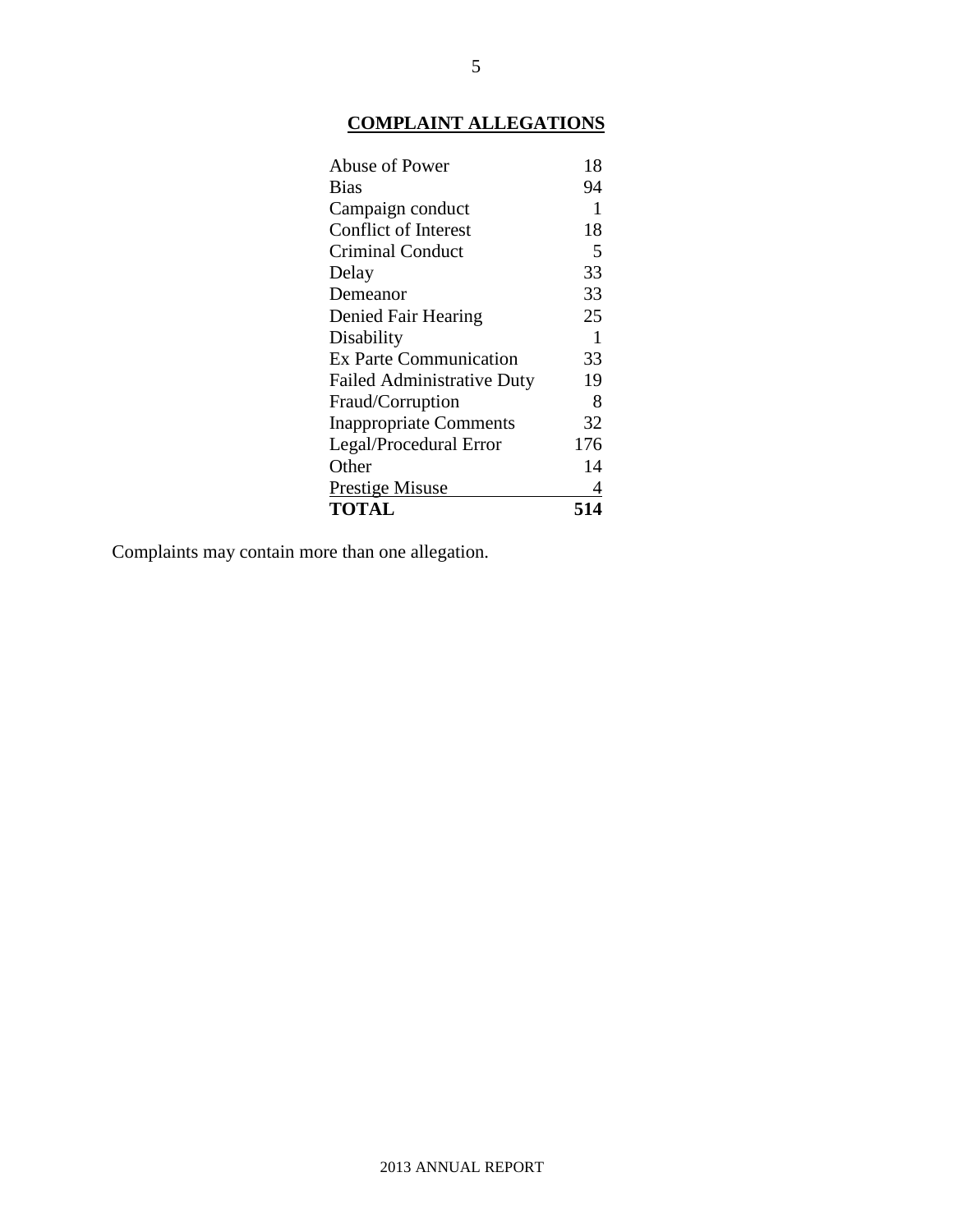## COMPLAINT ALLEGATIONS

| Allegation | Count |
|---|---|
| Abuse of Power | 18 |
| Bias | 94 |
| Campaign conduct | 1 |
| Conflict of Interest | 18 |
| Criminal Conduct | 5 |
| Delay | 33 |
| Demeanor | 33 |
| Denied Fair Hearing | 25 |
| Disability | 1 |
| Ex Parte Communication | 33 |
| Failed Administrative Duty | 19 |
| Fraud/Corruption | 8 |
| Inappropriate Comments | 32 |
| Legal/Procedural Error | 176 |
| Other | 14 |
| Prestige Misuse | 4 |
| **TOTAL** | **514** |

Complaints may contain more than one allegation.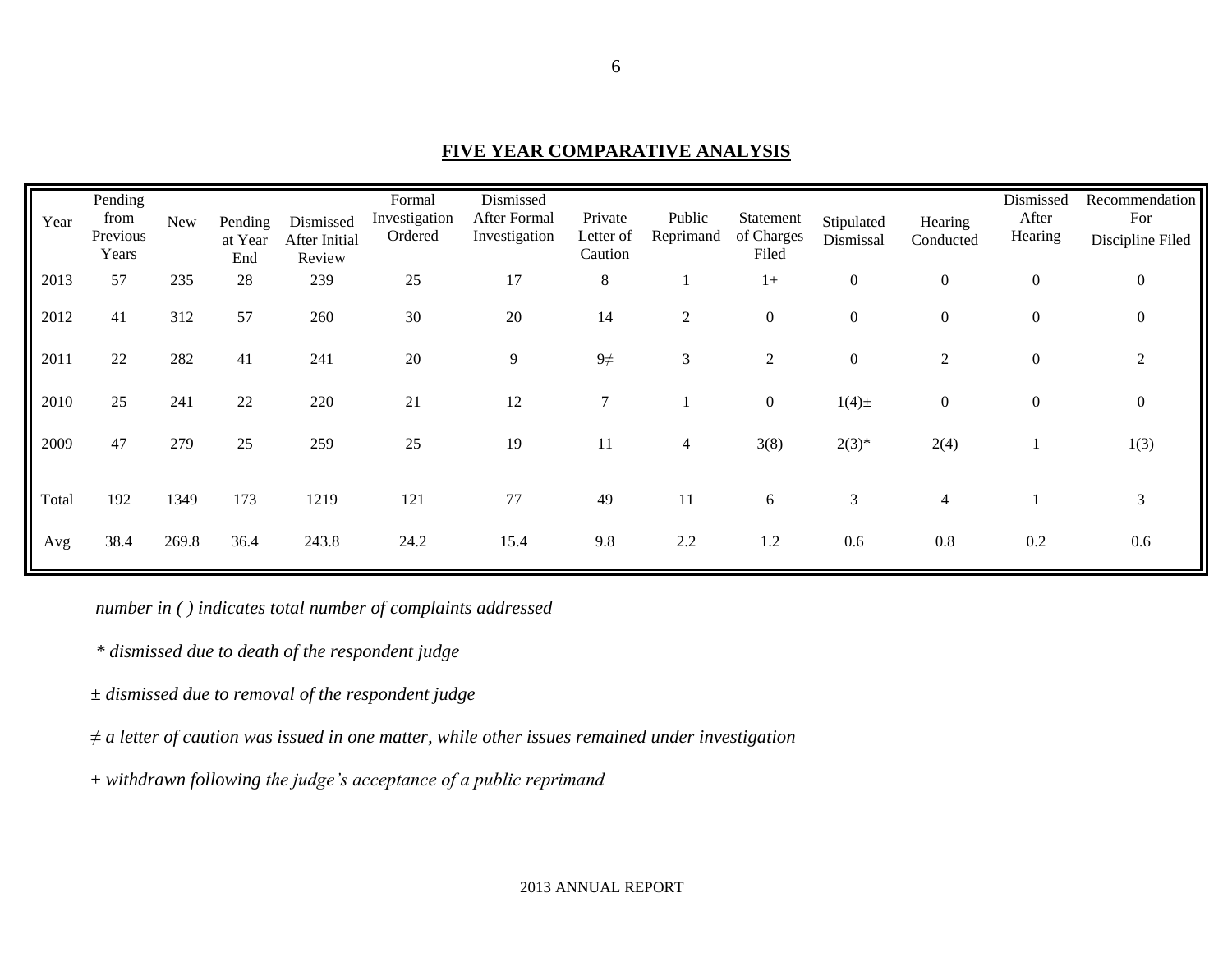## FIVE YEAR COMPARATIVE ANALYSIS

| Year | Pending from Previous Years | New | Pending at Year End | Dismissed After Initial Review | Formal Investigation Ordered | Dismissed After Formal Investigation | Private Letter of Caution | Public Reprimand | Statement of Charges Filed | Stipulated Dismissal | Hearing Conducted | Dismissed After Hearing | Recommendation For Discipline Filed |
|---|---|---|---|---|---|---|---|---|---|---|---|---|---|
| 2013 | 57 | 235 | 28 | 239 | 25 | 17 | 8 | 1 | 1+ | 0 | 0 | 0 | 0 |
| 2012 | 41 | 312 | 57 | 260 | 30 | 20 | 14 | 2 | 0 | 0 | 0 | 0 | 0 |
| 2011 | 22 | 282 | 41 | 241 | 20 | 9 | 9≠ | 3 | 2 | 0 | 2 | 0 | 2 |
| 2010 | 25 | 241 | 22 | 220 | 21 | 12 | 7 | 1 | 0 | 1(4)± | 0 | 0 | 0 |
| 2009 | 47 | 279 | 25 | 259 | 25 | 19 | 11 | 4 | 3(8) | 2(3)* | 2(4) | 1 | 1(3) |
| Total | 192 | 1349 | 173 | 1219 | 121 | 77 | 49 | 11 | 6 | 3 | 4 | 1 | 3 |
| Avg | 38.4 | 269.8 | 36.4 | 243.8 | 24.2 | 15.4 | 9.8 | 2.2 | 1.2 | 0.6 | 0.8 | 0.2 | 0.6 |

*number in ( ) indicates total number of complaints addressed*

*\* dismissed due to death of the respondent judge*

*± dismissed due to removal of the respondent judge*

*≠ a letter of caution was issued in one matter, while other issues remained under investigation*

*+ withdrawn following the judge's acceptance of a public reprimand*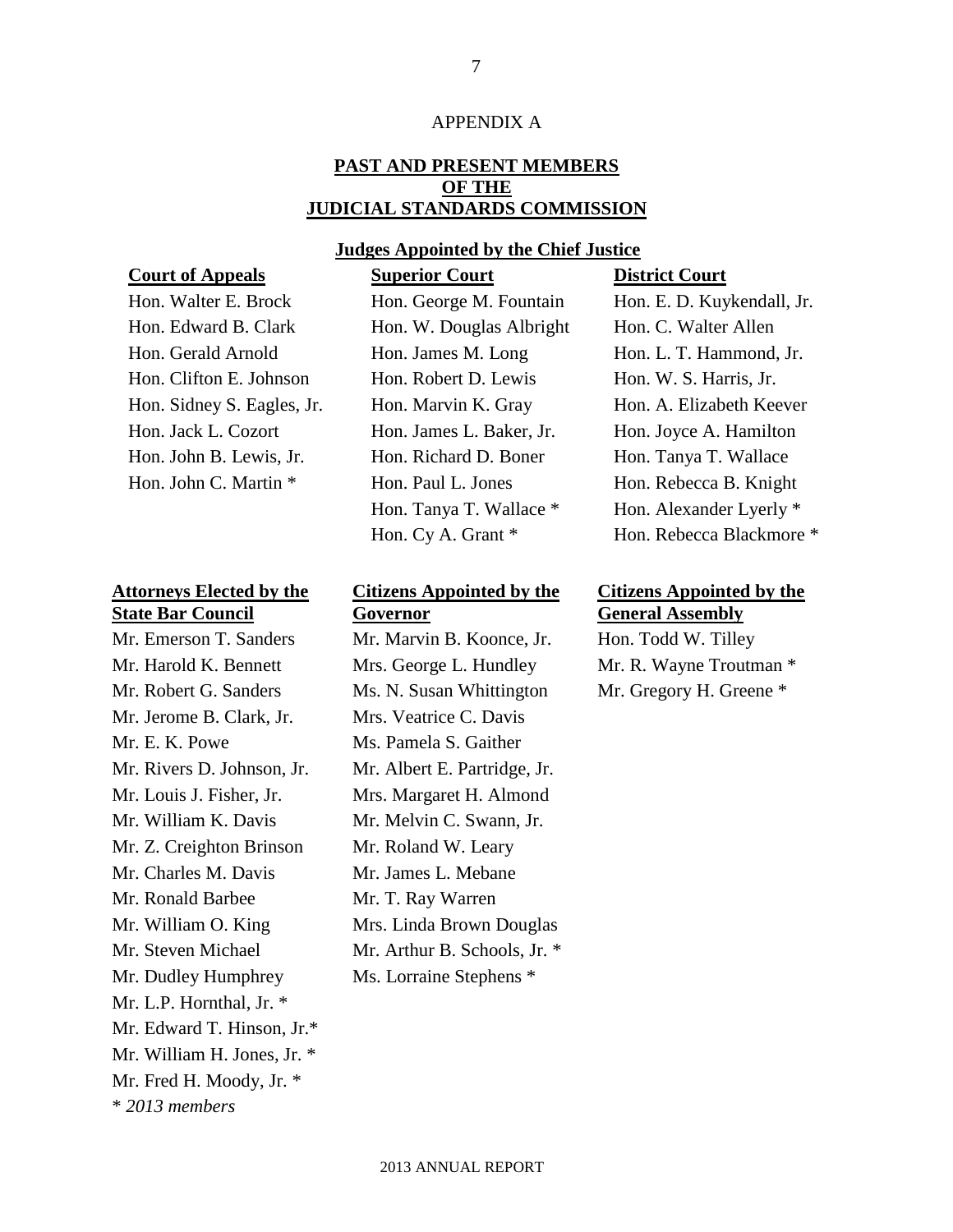APPENDIX A

## PAST AND PRESENT MEMBERS OF THE JUDICIAL STANDARDS COMMISSION

### Judges Appointed by the Chief Justice

**Court of Appeals**

Hon. Walter E. Brock
Hon. Edward B. Clark
Hon. Gerald Arnold
Hon. Clifton E. Johnson
Hon. Sidney S. Eagles, Jr.
Hon. Jack L. Cozort
Hon. John B. Lewis, Jr.
Hon. John C. Martin *

**Superior Court**

Hon. George M. Fountain
Hon. W. Douglas Albright
Hon. James M. Long
Hon. Robert D. Lewis
Hon. Marvin K. Gray
Hon. James L. Baker, Jr.
Hon. Richard D. Boner
Hon. Paul L. Jones
Hon. Tanya T. Wallace *
Hon. Cy A. Grant *

**District Court**

Hon. E. D. Kuykendall, Jr.
Hon. C. Walter Allen
Hon. L. T. Hammond, Jr.
Hon. W. S. Harris, Jr.
Hon. A. Elizabeth Keever
Hon. Joyce A. Hamilton
Hon. Tanya T. Wallace
Hon. Rebecca B. Knight
Hon. Alexander Lyerly *
Hon. Rebecca Blackmore *

**Attorneys Elected by the State Bar Council**

Mr. Emerson T. Sanders
Mr. Harold K. Bennett
Mr. Robert G. Sanders
Mr. Jerome B. Clark, Jr.
Mr. E. K. Powe
Mr. Rivers D. Johnson, Jr.
Mr. Louis J. Fisher, Jr.
Mr. William K. Davis
Mr. Z. Creighton Brinson
Mr. Charles M. Davis
Mr. Ronald Barbee
Mr. William O. King
Mr. Steven Michael
Mr. Dudley Humphrey
Mr. L.P. Hornthal, Jr. *
Mr. Edward T. Hinson, Jr.*
Mr. William H. Jones, Jr. *
Mr. Fred H. Moody, Jr. *

**Citizens Appointed by the Governor**

Mr. Marvin B. Koonce, Jr.
Mrs. George L. Hundley
Ms. N. Susan Whittington
Mrs. Veatrice C. Davis
Ms. Pamela S. Gaither
Mr. Albert E. Partridge, Jr.
Mrs. Margaret H. Almond
Mr. Melvin C. Swann, Jr.
Mr. Roland W. Leary
Mr. James L. Mebane
Mr. T. Ray Warren
Mrs. Linda Brown Douglas
Mr. Arthur B. Schools, Jr. *
Ms. Lorraine Stephens *

**Citizens Appointed by the General Assembly**

Hon. Todd W. Tilley
Mr. R. Wayne Troutman *
Mr. Gregory H. Greene *

* *2013 members*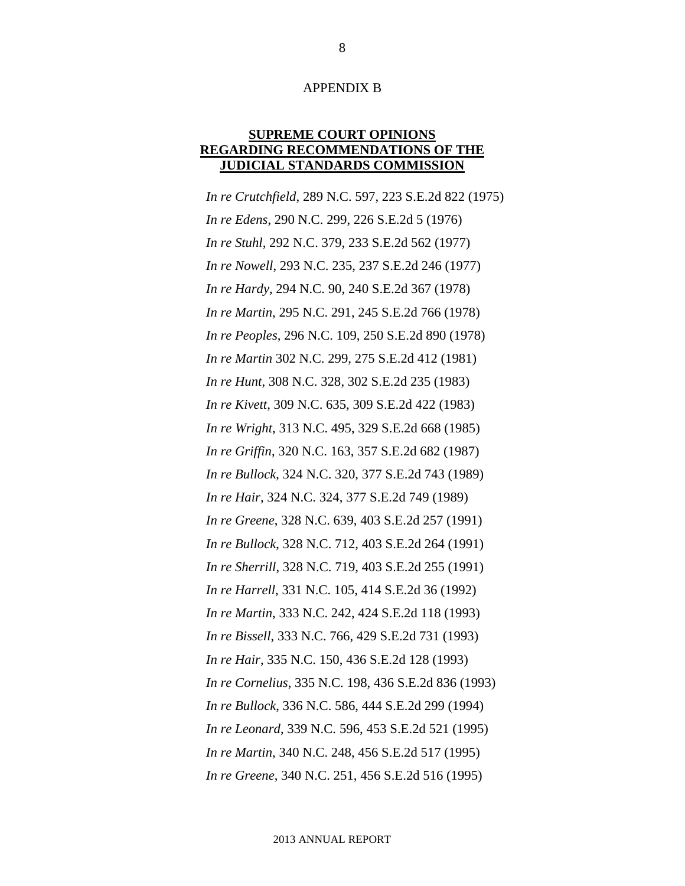APPENDIX B

## SUPREME COURT OPINIONS REGARDING RECOMMENDATIONS OF THE JUDICIAL STANDARDS COMMISSION

*In re Crutchfield*, 289 N.C. 597, 223 S.E.2d 822 (1975)

*In re Edens*, 290 N.C. 299, 226 S.E.2d 5 (1976)

*In re Stuhl*, 292 N.C. 379, 233 S.E.2d 562 (1977)

*In re Nowell*, 293 N.C. 235, 237 S.E.2d 246 (1977)

*In re Hardy*, 294 N.C. 90, 240 S.E.2d 367 (1978)

*In re Martin*, 295 N.C. 291, 245 S.E.2d 766 (1978)

*In re Peoples*, 296 N.C. 109, 250 S.E.2d 890 (1978)

*In re Martin* 302 N.C. 299, 275 S.E.2d 412 (1981)

*In re Hunt*, 308 N.C. 328, 302 S.E.2d 235 (1983)

*In re Kivett*, 309 N.C. 635, 309 S.E.2d 422 (1983)

*In re Wright*, 313 N.C. 495, 329 S.E.2d 668 (1985)

*In re Griffin*, 320 N.C. 163, 357 S.E.2d 682 (1987)

*In re Bullock*, 324 N.C. 320, 377 S.E.2d 743 (1989)

*In re Hair*, 324 N.C. 324, 377 S.E.2d 749 (1989)

*In re Greene*, 328 N.C. 639, 403 S.E.2d 257 (1991)

*In re Bullock*, 328 N.C. 712, 403 S.E.2d 264 (1991)

*In re Sherrill*, 328 N.C. 719, 403 S.E.2d 255 (1991)

*In re Harrell*, 331 N.C. 105, 414 S.E.2d 36 (1992)

*In re Martin*, 333 N.C. 242, 424 S.E.2d 118 (1993)

*In re Bissell*, 333 N.C. 766, 429 S.E.2d 731 (1993)

*In re Hair*, 335 N.C. 150, 436 S.E.2d 128 (1993)

*In re Cornelius*, 335 N.C. 198, 436 S.E.2d 836 (1993)

*In re Bullock*, 336 N.C. 586, 444 S.E.2d 299 (1994)

*In re Leonard*, 339 N.C. 596, 453 S.E.2d 521 (1995)

*In re Martin*, 340 N.C. 248, 456 S.E.2d 517 (1995)

*In re Greene*, 340 N.C. 251, 456 S.E.2d 516 (1995)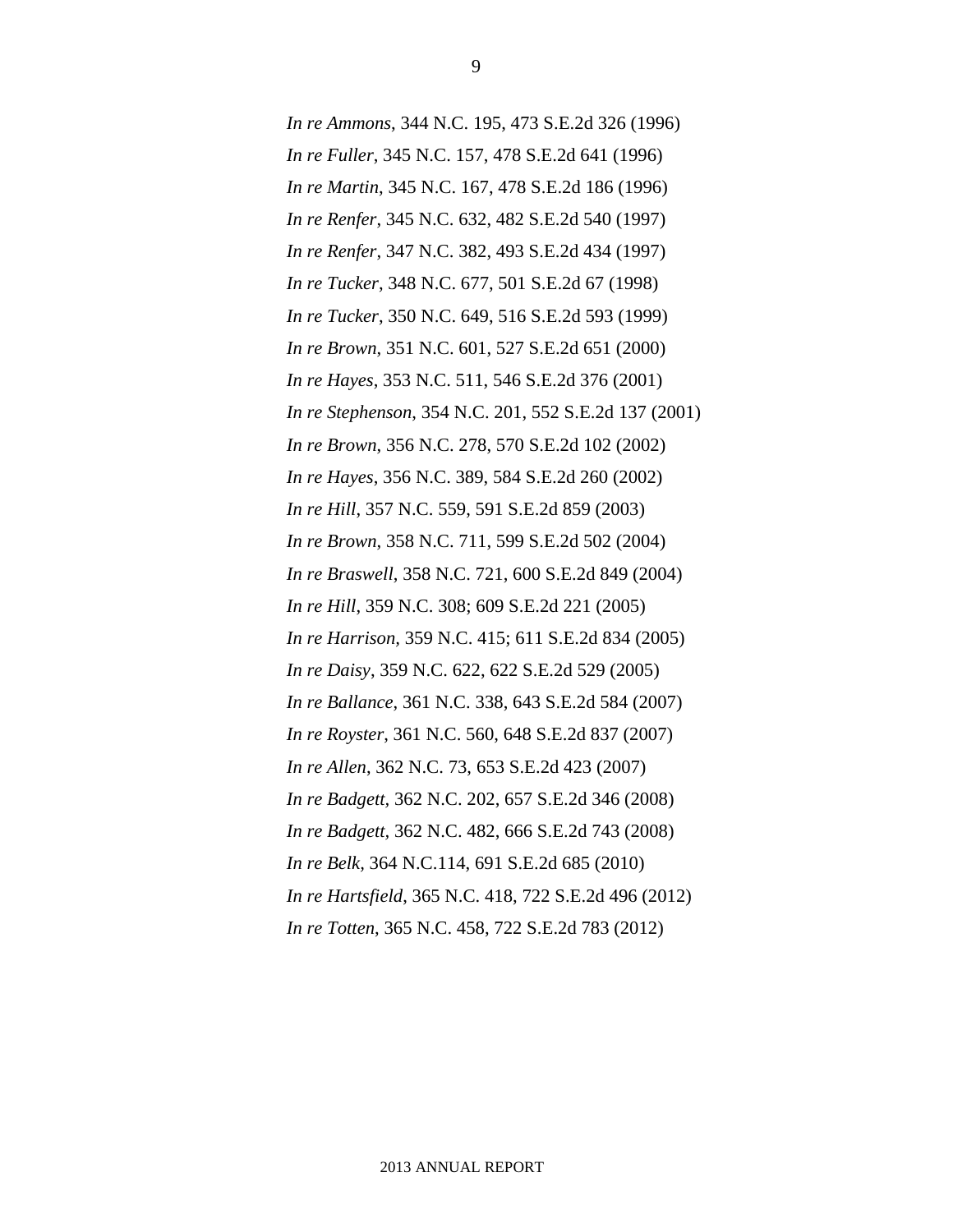*In re Ammons*, 344 N.C. 195, 473 S.E.2d 326 (1996)

*In re Fuller*, 345 N.C. 157, 478 S.E.2d 641 (1996)

*In re Martin*, 345 N.C. 167, 478 S.E.2d 186 (1996)

*In re Renfer*, 345 N.C. 632, 482 S.E.2d 540 (1997)

*In re Renfer*, 347 N.C. 382, 493 S.E.2d 434 (1997)

*In re Tucker*, 348 N.C. 677, 501 S.E.2d 67 (1998)

*In re Tucker*, 350 N.C. 649, 516 S.E.2d 593 (1999)

*In re Brown*, 351 N.C. 601, 527 S.E.2d 651 (2000)

*In re Hayes*, 353 N.C. 511, 546 S.E.2d 376 (2001)

*In re Stephenson*, 354 N.C. 201, 552 S.E.2d 137 (2001)

*In re Brown*, 356 N.C. 278, 570 S.E.2d 102 (2002)

*In re Hayes*, 356 N.C. 389, 584 S.E.2d 260 (2002)

*In re Hill*, 357 N.C. 559, 591 S.E.2d 859 (2003)

*In re Brown*, 358 N.C. 711, 599 S.E.2d 502 (2004)

*In re Braswell*, 358 N.C. 721, 600 S.E.2d 849 (2004)

*In re Hill*, 359 N.C. 308; 609 S.E.2d 221 (2005)

*In re Harrison,* 359 N.C. 415; 611 S.E.2d 834 (2005)

*In re Daisy*, 359 N.C. 622, 622 S.E.2d 529 (2005)

*In re Ballance*, 361 N.C. 338, 643 S.E.2d 584 (2007)

*In re Royster*, 361 N.C. 560, 648 S.E.2d 837 (2007)

*In re Allen*, 362 N.C. 73, 653 S.E.2d 423 (2007)

*In re Badgett,* 362 N.C. 202, 657 S.E.2d 346 (2008)

*In re Badgett,* 362 N.C. 482, 666 S.E.2d 743 (2008)

*In re Belk,* 364 N.C.114, 691 S.E.2d 685 (2010)

*In re Hartsfield*, 365 N.C. 418, 722 S.E.2d 496 (2012)

*In re Totten*, 365 N.C. 458, 722 S.E.2d 783 (2012)